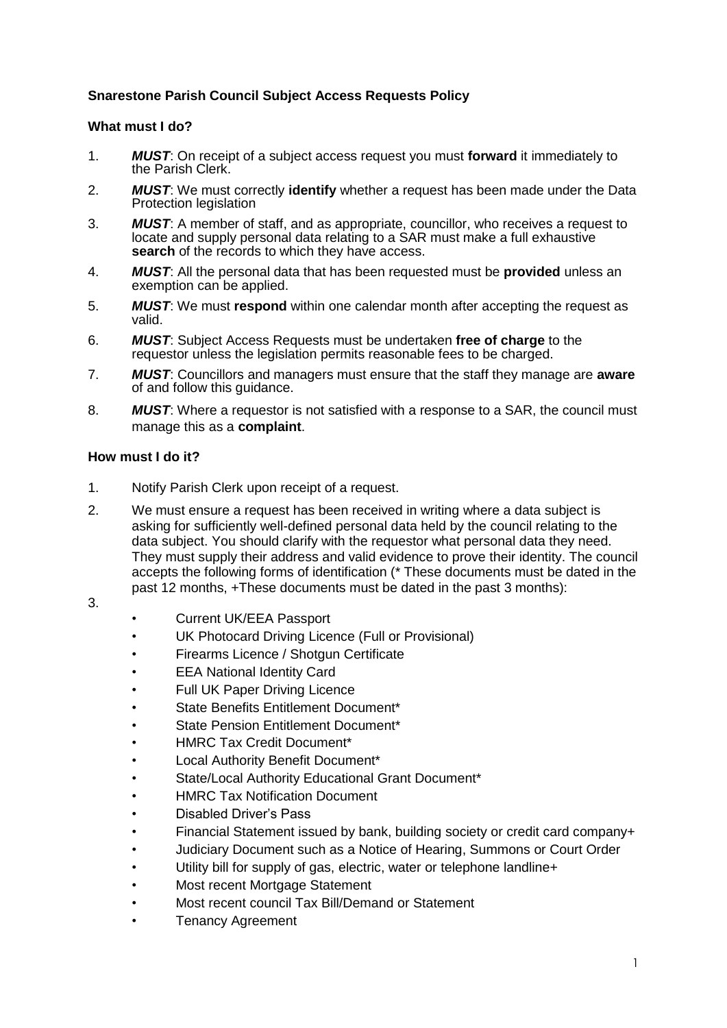**Snarestone Parish Council Subject Access Requests Policy**

**What must I do?**

1. ***MUST***: On receipt of a subject access request you must **forward** it immediately to the Parish Clerk.
2. ***MUST***: We must correctly **identify** whether a request has been made under the Data Protection legislation
3. ***MUST***: A member of staff, and as appropriate, councillor, who receives a request to locate and supply personal data relating to a SAR must make a full exhaustive **search** of the records to which they have access.
4. ***MUST***: All the personal data that has been requested must be **provided** unless an exemption can be applied.
5. ***MUST***: We must **respond** within one calendar month after accepting the request as valid.
6. ***MUST***: Subject Access Requests must be undertaken **free of charge** to the requestor unless the legislation permits reasonable fees to be charged.
7. ***MUST***: Councillors and managers must ensure that the staff they manage are **aware** of and follow this guidance.
8. ***MUST***: Where a requestor is not satisfied with a response to a SAR, the council must manage this as a **complaint**.

**How must I do it?**

1. Notify Parish Clerk upon receipt of a request.
2. We must ensure a request has been received in writing where a data subject is asking for sufficiently well-defined personal data held by the council relating to the data subject. You should clarify with the requestor what personal data they need. They must supply their address and valid evidence to prove their identity. The council accepts the following forms of identification (* These documents must be dated in the past 12 months, +These documents must be dated in the past 3 months):
3. 
   - Current UK/EEA Passport
   - UK Photocard Driving Licence (Full or Provisional)
   - Firearms Licence / Shotgun Certificate
   - EEA National Identity Card
   - Full UK Paper Driving Licence
   - State Benefits Entitlement Document*
   - State Pension Entitlement Document*
   - HMRC Tax Credit Document*
   - Local Authority Benefit Document*
   - State/Local Authority Educational Grant Document*
   - HMRC Tax Notification Document
   - Disabled Driver's Pass
   - Financial Statement issued by bank, building society or credit card company+
   - Judiciary Document such as a Notice of Hearing, Summons or Court Order
   - Utility bill for supply of gas, electric, water or telephone landline+
   - Most recent Mortgage Statement
   - Most recent council Tax Bill/Demand or Statement
   - Tenancy Agreement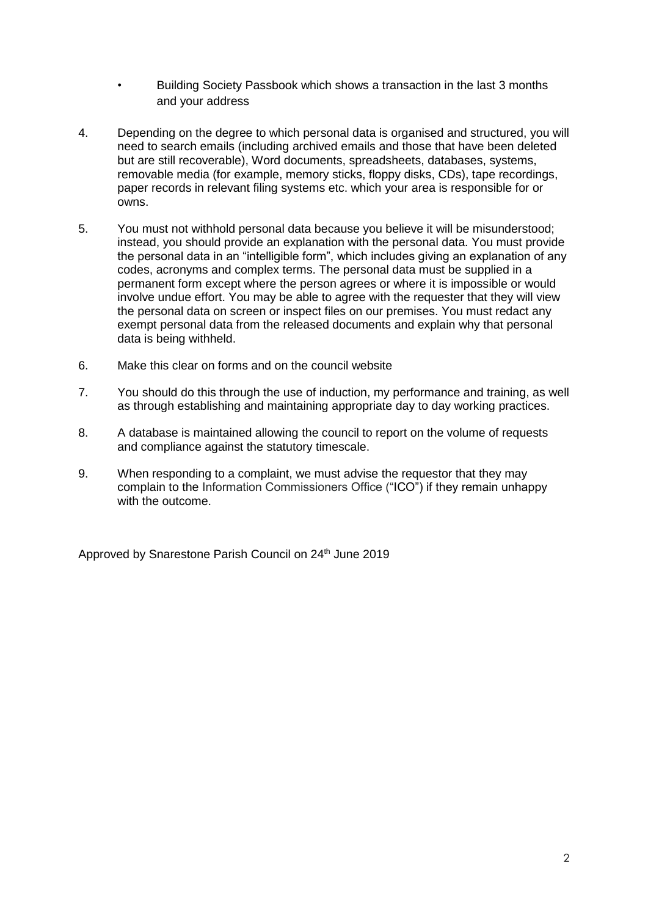- Building Society Passbook which shows a transaction in the last 3 months and your address

4. Depending on the degree to which personal data is organised and structured, you will need to search emails (including archived emails and those that have been deleted but are still recoverable), Word documents, spreadsheets, databases, systems, removable media (for example, memory sticks, floppy disks, CDs), tape recordings, paper records in relevant filing systems etc. which your area is responsible for or owns.

5. You must not withhold personal data because you believe it will be misunderstood; instead, you should provide an explanation with the personal data. You must provide the personal data in an "intelligible form", which includes giving an explanation of any codes, acronyms and complex terms. The personal data must be supplied in a permanent form except where the person agrees or where it is impossible or would involve undue effort. You may be able to agree with the requester that they will view the personal data on screen or inspect files on our premises. You must redact any exempt personal data from the released documents and explain why that personal data is being withheld.

6. Make this clear on forms and on the council website

7. You should do this through the use of induction, my performance and training, as well as through establishing and maintaining appropriate day to day working practices.

8. A database is maintained allowing the council to report on the volume of requests and compliance against the statutory timescale.

9. When responding to a complaint, we must advise the requestor that they may complain to the Information Commissioners Office ("ICO") if they remain unhappy with the outcome.

Approved by Snarestone Parish Council on 24th June 2019